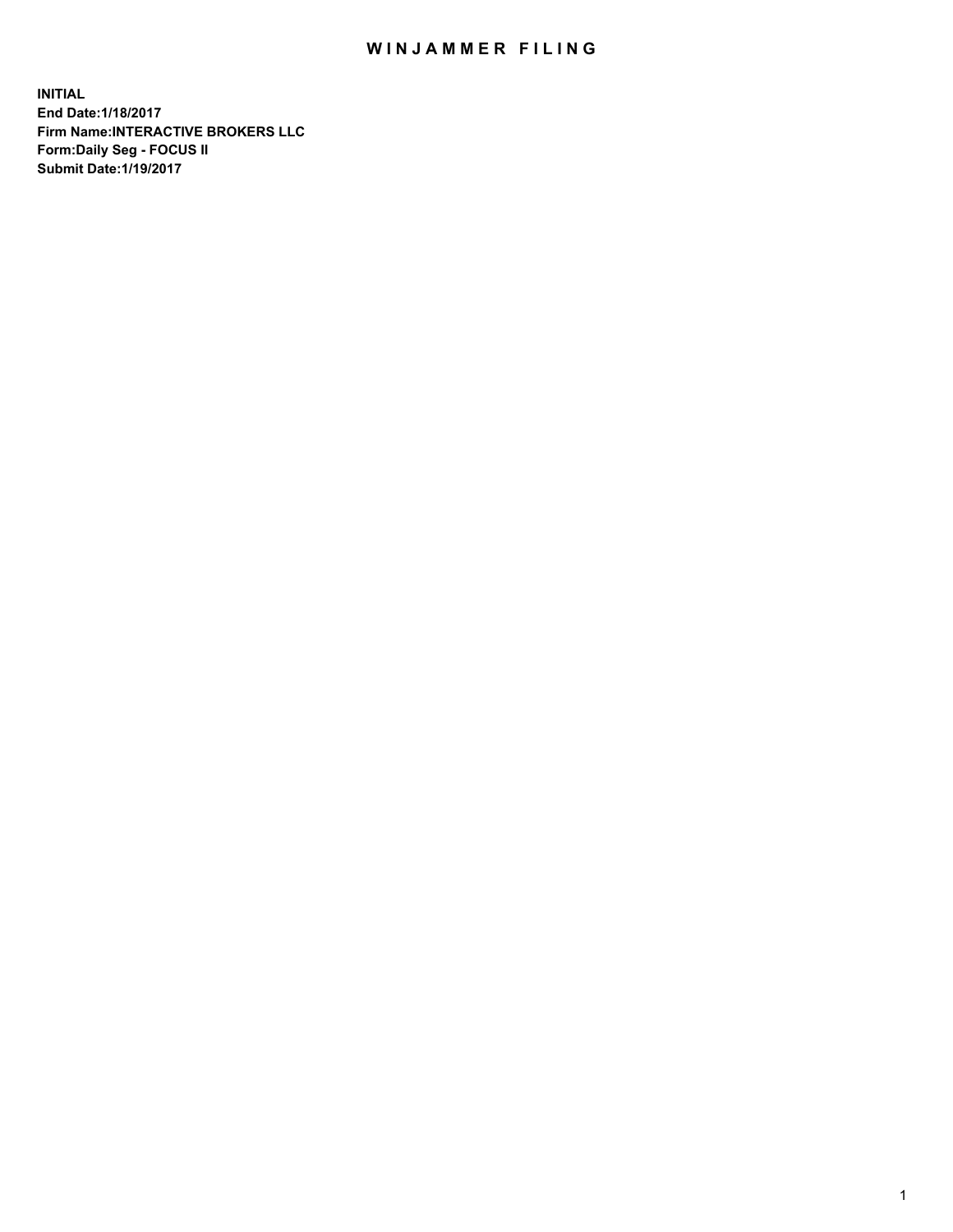# WINJAMMER FILING

**INITIAL**
**End Date:1/18/2017**
**Firm Name:INTERACTIVE BROKERS LLC**
**Form:Daily Seg - FOCUS II**
**Submit Date:1/19/2017**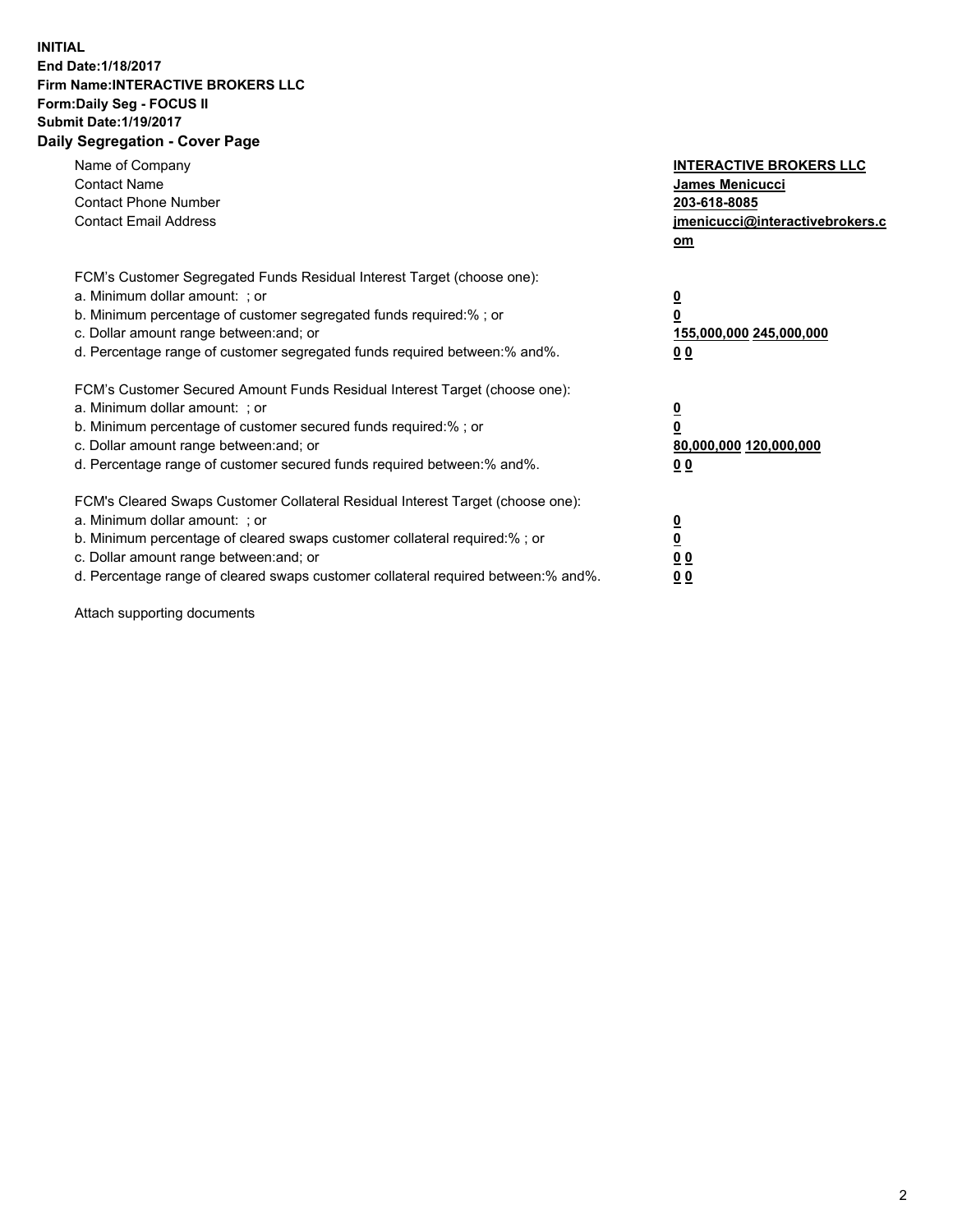**INITIAL**
**End Date:1/18/2017**
**Firm Name:INTERACTIVE BROKERS LLC**
**Form:Daily Seg - FOCUS II**
**Submit Date:1/19/2017**
**Daily Segregation - Cover Page**

| | |
|---|---|
| Name of Company | **INTERACTIVE BROKERS LLC** |
| Contact Name | **James Menicucci** |
| Contact Phone Number | **203-618-8085** |
| Contact Email Address | **jmenicucci@interactivebrokers.com** |

| | |
|---|---|
| FCM's Customer Segregated Funds Residual Interest Target (choose one): | |
| a. Minimum dollar amount: ; or | **0** |
| b. Minimum percentage of customer segregated funds required:% ; or | **0** |
| c. Dollar amount range between:and; or | **155,000,000 245,000,000** |
| d. Percentage range of customer segregated funds required between:% and%. | **0 0** |
| FCM's Customer Secured Amount Funds Residual Interest Target (choose one): | |
| a. Minimum dollar amount: ; or | **0** |
| b. Minimum percentage of customer secured funds required:% ; or | **0** |
| c. Dollar amount range between:and; or | **80,000,000 120,000,000** |
| d. Percentage range of customer secured funds required between:% and%. | **0 0** |
| FCM's Cleared Swaps Customer Collateral Residual Interest Target (choose one): | |
| a. Minimum dollar amount: ; or | **0** |
| b. Minimum percentage of cleared swaps customer collateral required:% ; or | **0** |
| c. Dollar amount range between:and; or | **0 0** |
| d. Percentage range of cleared swaps customer collateral required between:% and%. | **0 0** |

Attach supporting documents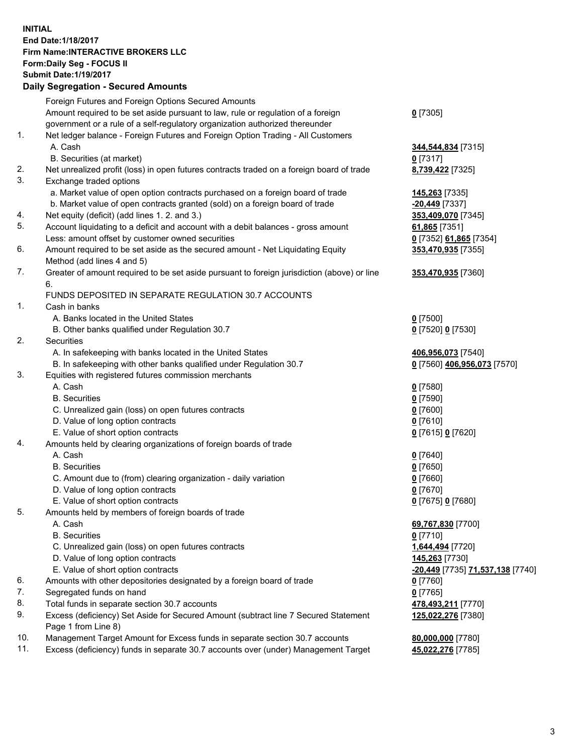**INITIAL**
**End Date:1/18/2017**
**Firm Name:INTERACTIVE BROKERS LLC**
**Form:Daily Seg - FOCUS II**
**Submit Date:1/19/2017**

## Daily Segregation - Secured Amounts

| | | |
|---|---|---|
| | Foreign Futures and Foreign Options Secured Amounts | |
| | Amount required to be set aside pursuant to law, rule or regulation of a foreign government or a rule of a self-regulatory organization authorized thereunder | **0** [7305] |
| 1. | Net ledger balance - Foreign Futures and Foreign Option Trading - All Customers | |
| | A. Cash | **344,544,834** [7315] |
| | B. Securities (at market) | **0** [7317] |
| 2. | Net unrealized profit (loss) in open futures contracts traded on a foreign board of trade | **8,739,422** [7325] |
| 3. | Exchange traded options | |
| | a. Market value of open option contracts purchased on a foreign board of trade | **145,263** [7335] |
| | b. Market value of open contracts granted (sold) on a foreign board of trade | **-20,449** [7337] |
| 4. | Net equity (deficit) (add lines 1. 2. and 3.) | **353,409,070** [7345] |
| 5. | Account liquidating to a deficit and account with a debit balances - gross amount | **61,865** [7351] |
| | Less: amount offset by customer owned securities | **0** [7352] **61,865** [7354] |
| 6. | Amount required to be set aside as the secured amount - Net Liquidating Equity Method (add lines 4 and 5) | **353,470,935** [7355] |
| 7. | Greater of amount required to be set aside pursuant to foreign jurisdiction (above) or line 6. | **353,470,935** [7360] |
| | FUNDS DEPOSITED IN SEPARATE REGULATION 30.7 ACCOUNTS | |
| 1. | Cash in banks | |
| | A. Banks located in the United States | **0** [7500] |
| | B. Other banks qualified under Regulation 30.7 | **0** [7520] **0** [7530] |
| 2. | Securities | |
| | A. In safekeeping with banks located in the United States | **406,956,073** [7540] |
| | B. In safekeeping with other banks qualified under Regulation 30.7 | **0** [7560] **406,956,073** [7570] |
| 3. | Equities with registered futures commission merchants | |
| | A. Cash | **0** [7580] |
| | B. Securities | **0** [7590] |
| | C. Unrealized gain (loss) on open futures contracts | **0** [7600] |
| | D. Value of long option contracts | **0** [7610] |
| | E. Value of short option contracts | **0** [7615] **0** [7620] |
| 4. | Amounts held by clearing organizations of foreign boards of trade | |
| | A. Cash | **0** [7640] |
| | B. Securities | **0** [7650] |
| | C. Amount due to (from) clearing organization - daily variation | **0** [7660] |
| | D. Value of long option contracts | **0** [7670] |
| | E. Value of short option contracts | **0** [7675] **0** [7680] |
| 5. | Amounts held by members of foreign boards of trade | |
| | A. Cash | **69,767,830** [7700] |
| | B. Securities | **0** [7710] |
| | C. Unrealized gain (loss) on open futures contracts | **1,644,494** [7720] |
| | D. Value of long option contracts | **145,263** [7730] |
| | E. Value of short option contracts | **-20,449** [7735] **71,537,138** [7740] |
| 6. | Amounts with other depositories designated by a foreign board of trade | **0** [7760] |
| 7. | Segregated funds on hand | **0** [7765] |
| 8. | Total funds in separate section 30.7 accounts | **478,493,211** [7770] |
| 9. | Excess (deficiency) Set Aside for Secured Amount (subtract line 7 Secured Statement Page 1 from Line 8) | **125,022,276** [7380] |
| 10. | Management Target Amount for Excess funds in separate section 30.7 accounts | **80,000,000** [7780] |
| 11. | Excess (deficiency) funds in separate 30.7 accounts over (under) Management Target | **45,022,276** [7785] |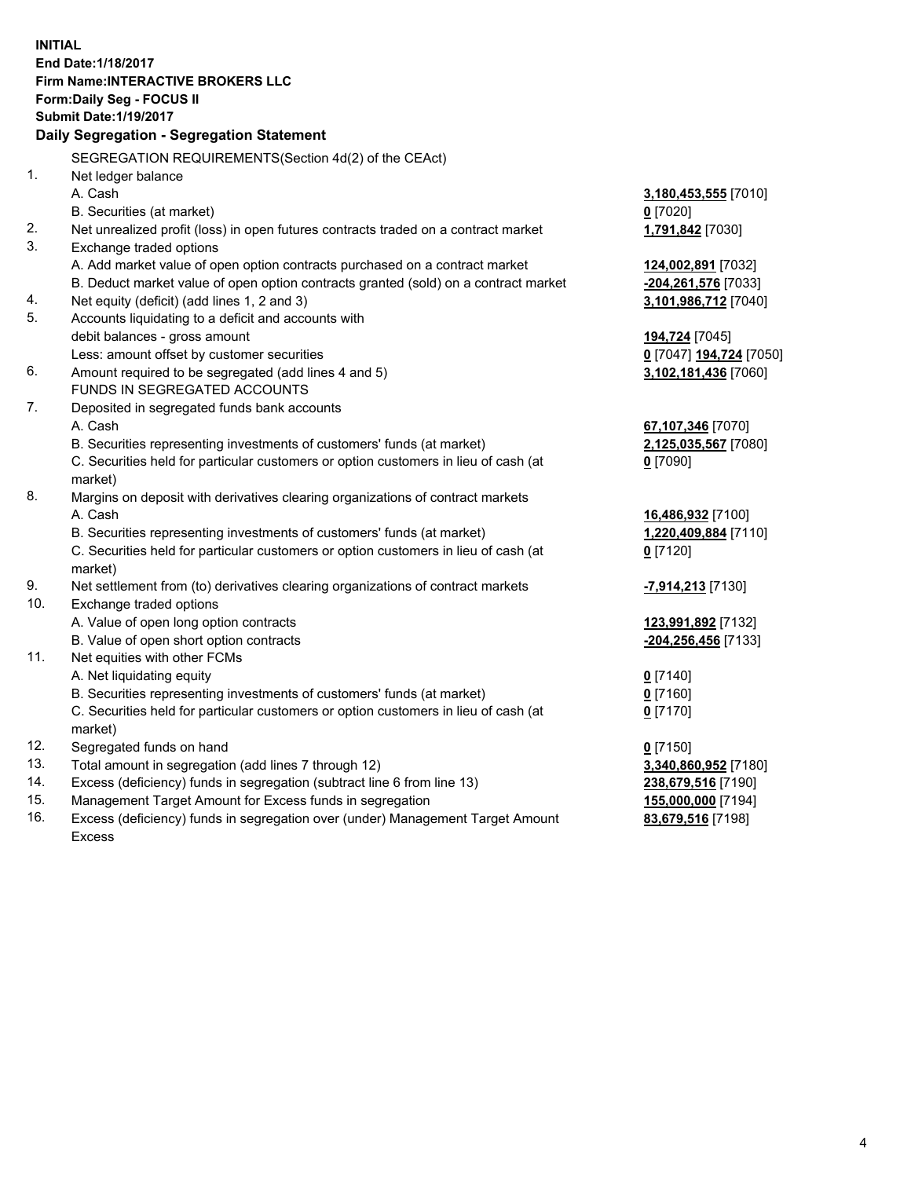**INITIAL**
**End Date:1/18/2017**
**Firm Name:INTERACTIVE BROKERS LLC**
**Form:Daily Seg - FOCUS II**
**Submit Date:1/19/2017**

**Daily Segregation - Segregation Statement**

SEGREGATION REQUIREMENTS(Section 4d(2) of the CEAct)

| | | |
|---|---|---|
| 1. | Net ledger balance | |
| | A. Cash | **3,180,453,555** [7010] |
| | B. Securities (at market) | **0** [7020] |
| 2. | Net unrealized profit (loss) in open futures contracts traded on a contract market | **1,791,842** [7030] |
| 3. | Exchange traded options | |
| | A. Add market value of open option contracts purchased on a contract market | **124,002,891** [7032] |
| | B. Deduct market value of open option contracts granted (sold) on a contract market | **-204,261,576** [7033] |
| 4. | Net equity (deficit) (add lines 1, 2 and 3) | **3,101,986,712** [7040] |
| 5. | Accounts liquidating to a deficit and accounts with debit balances - gross amount | **194,724** [7045] |
| | Less: amount offset by customer securities | **0** [7047] **194,724** [7050] |
| 6. | Amount required to be segregated (add lines 4 and 5) | **3,102,181,436** [7060] |
| | FUNDS IN SEGREGATED ACCOUNTS | |
| 7. | Deposited in segregated funds bank accounts | |
| | A. Cash | **67,107,346** [7070] |
| | B. Securities representing investments of customers' funds (at market) | **2,125,035,567** [7080] |
| | C. Securities held for particular customers or option customers in lieu of cash (at market) | **0** [7090] |
| 8. | Margins on deposit with derivatives clearing organizations of contract markets | |
| | A. Cash | **16,486,932** [7100] |
| | B. Securities representing investments of customers' funds (at market) | **1,220,409,884** [7110] |
| | C. Securities held for particular customers or option customers in lieu of cash (at market) | **0** [7120] |
| 9. | Net settlement from (to) derivatives clearing organizations of contract markets | **-7,914,213** [7130] |
| 10. | Exchange traded options | |
| | A. Value of open long option contracts | **123,991,892** [7132] |
| | B. Value of open short option contracts | **-204,256,456** [7133] |
| 11. | Net equities with other FCMs | |
| | A. Net liquidating equity | **0** [7140] |
| | B. Securities representing investments of customers' funds (at market) | **0** [7160] |
| | C. Securities held for particular customers or option customers in lieu of cash (at market) | **0** [7170] |
| 12. | Segregated funds on hand | **0** [7150] |
| 13. | Total amount in segregation (add lines 7 through 12) | **3,340,860,952** [7180] |
| 14. | Excess (deficiency) funds in segregation (subtract line 6 from line 13) | **238,679,516** [7190] |
| 15. | Management Target Amount for Excess funds in segregation | **155,000,000** [7194] |
| 16. | Excess (deficiency) funds in segregation over (under) Management Target Amount Excess | **83,679,516** [7198] |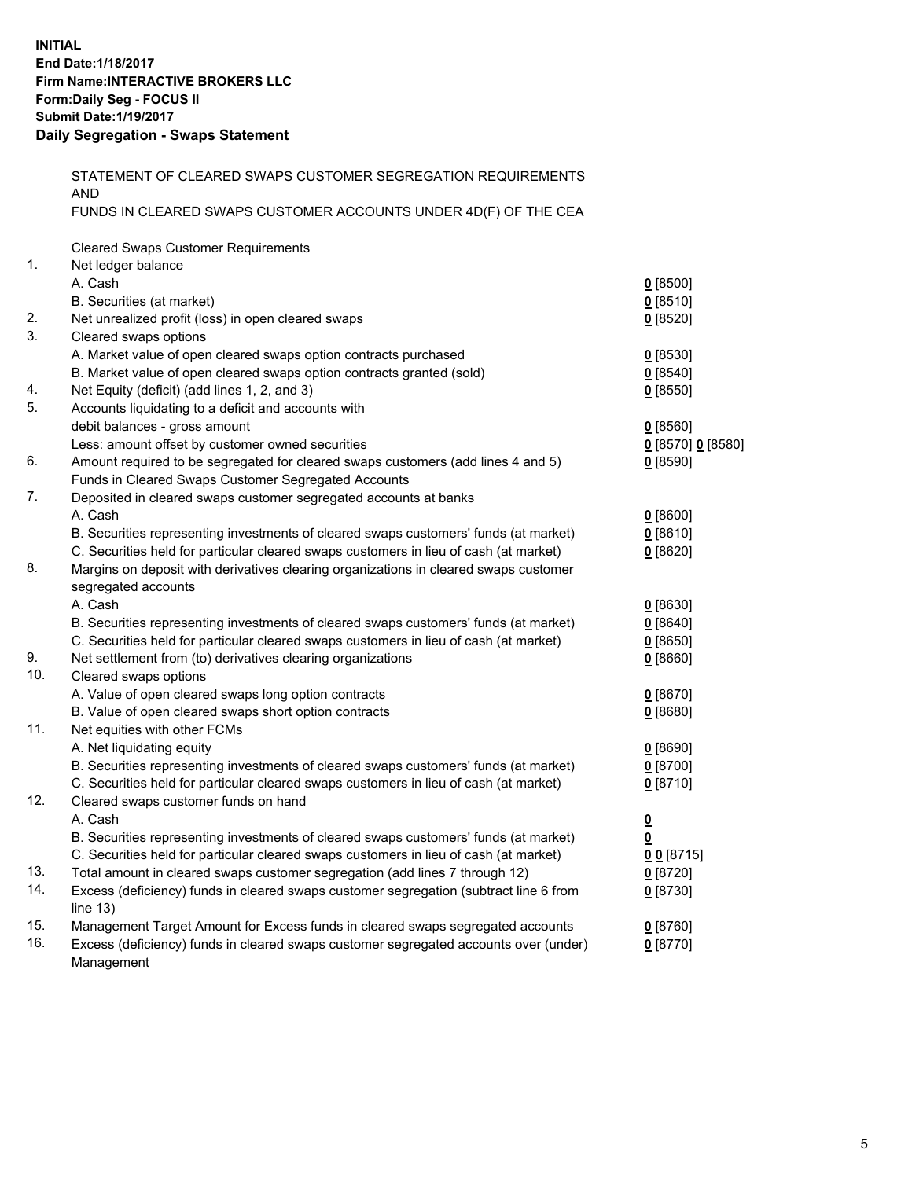**INITIAL**
**End Date:1/18/2017**
**Firm Name:INTERACTIVE BROKERS LLC**
**Form:Daily Seg - FOCUS II**
**Submit Date:1/19/2017**
**Daily Segregation - Swaps Statement**

STATEMENT OF CLEARED SWAPS CUSTOMER SEGREGATION REQUIREMENTS
AND
FUNDS IN CLEARED SWAPS CUSTOMER ACCOUNTS UNDER 4D(F) OF THE CEA

| | | |
|---|---|---|
| | Cleared Swaps Customer Requirements | |
| 1. | Net ledger balance | |
| | A. Cash | 0 [8500] |
| | B. Securities (at market) | 0 [8510] |
| 2. | Net unrealized profit (loss) in open cleared swaps | 0 [8520] |
| 3. | Cleared swaps options | |
| | A. Market value of open cleared swaps option contracts purchased | 0 [8530] |
| | B. Market value of open cleared swaps option contracts granted (sold) | 0 [8540] |
| 4. | Net Equity (deficit) (add lines 1, 2, and 3) | 0 [8550] |
| 5. | Accounts liquidating to a deficit and accounts with | |
| | debit balances - gross amount | 0 [8560] |
| | Less: amount offset by customer owned securities | 0 [8570] 0 [8580] |
| 6. | Amount required to be segregated for cleared swaps customers (add lines 4 and 5) | 0 [8590] |
| | Funds in Cleared Swaps Customer Segregated Accounts | |
| 7. | Deposited in cleared swaps customer segregated accounts at banks | |
| | A. Cash | 0 [8600] |
| | B. Securities representing investments of cleared swaps customers' funds (at market) | 0 [8610] |
| | C. Securities held for particular cleared swaps customers in lieu of cash (at market) | 0 [8620] |
| 8. | Margins on deposit with derivatives clearing organizations in cleared swaps customer segregated accounts | |
| | A. Cash | 0 [8630] |
| | B. Securities representing investments of cleared swaps customers' funds (at market) | 0 [8640] |
| | C. Securities held for particular cleared swaps customers in lieu of cash (at market) | 0 [8650] |
| 9. | Net settlement from (to) derivatives clearing organizations | 0 [8660] |
| 10. | Cleared swaps options | |
| | A. Value of open cleared swaps long option contracts | 0 [8670] |
| | B. Value of open cleared swaps short option contracts | 0 [8680] |
| 11. | Net equities with other FCMs | |
| | A. Net liquidating equity | 0 [8690] |
| | B. Securities representing investments of cleared swaps customers' funds (at market) | 0 [8700] |
| | C. Securities held for particular cleared swaps customers in lieu of cash (at market) | 0 [8710] |
| 12. | Cleared swaps customer funds on hand | |
| | A. Cash | 0 |
| | B. Securities representing investments of cleared swaps customers' funds (at market) | 0 |
| | C. Securities held for particular cleared swaps customers in lieu of cash (at market) | 0 0 [8715] |
| 13. | Total amount in cleared swaps customer segregation (add lines 7 through 12) | 0 [8720] |
| 14. | Excess (deficiency) funds in cleared swaps customer segregation (subtract line 6 from line 13) | 0 [8730] |
| 15. | Management Target Amount for Excess funds in cleared swaps segregated accounts | 0 [8760] |
| 16. | Excess (deficiency) funds in cleared swaps customer segregated accounts over (under) Management | 0 [8770] |